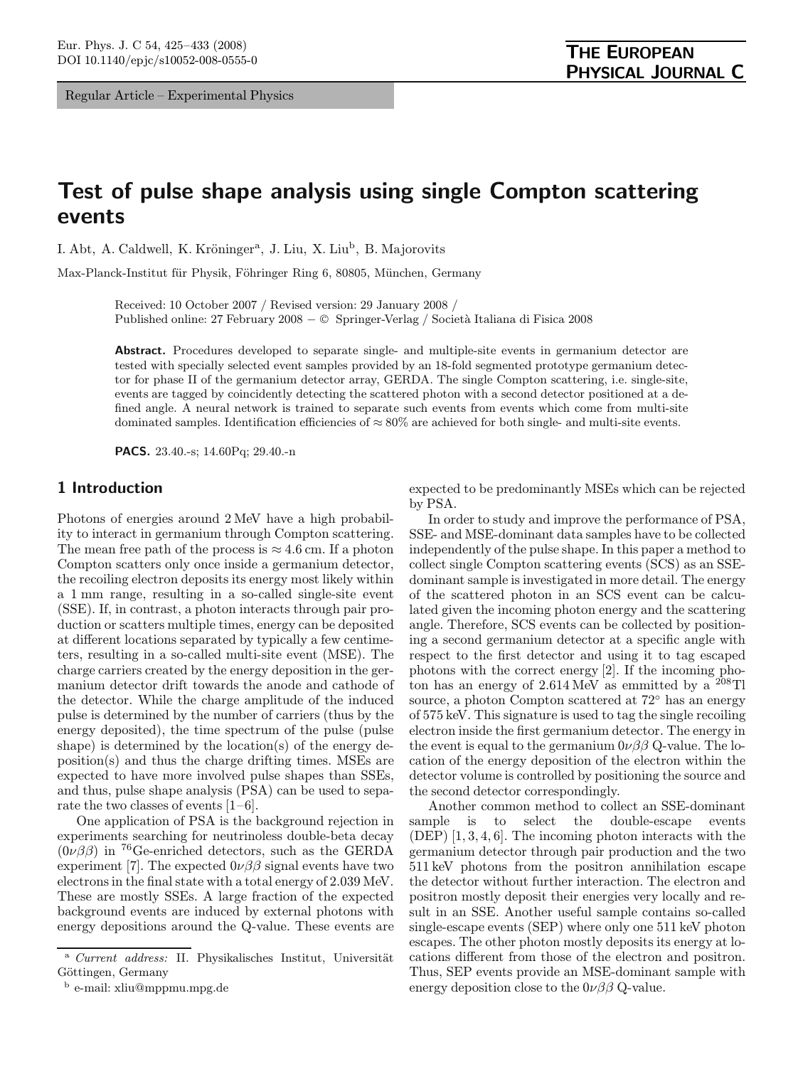Regular Article – Experimental Physics

# Test of pulse shape analysis using single Compton scattering events

I. Abt, A. Caldwell, K. Kröninger[a], J. Liu, X. Liu[b], B. Majorovits

Max-Planck-Institut für Physik, Föhringer Ring 6, 80805, München, Germany

Received: 10 October 2007 / Revised version: 29 January 2008 /
Published online: 27 February 2008 – © Springer-Verlag / Società Italiana di Fisica 2008

**Abstract.** Procedures developed to separate single- and multiple-site events in germanium detector are tested with specially selected event samples provided by an 18-fold segmented prototype germanium detector for phase II of the germanium detector array, GERDA. The single Compton scattering, i.e. single-site, events are tagged by coincidently detecting the scattered photon with a second detector positioned at a defined angle. A neural network is trained to separate such events from events which come from multi-site dominated samples. Identification efficiencies of ≈ 80% are achieved for both single- and multi-site events.

**PACS.** 23.40.-s; 14.60Pq; 29.40.-n

## 1 Introduction

Photons of energies around 2 MeV have a high probability to interact in germanium through Compton scattering. The mean free path of the process is ≈ 4.6 cm. If a photon Compton scatters only once inside a germanium detector, the recoiling electron deposits its energy most likely within a 1 mm range, resulting in a so-called single-site event (SSE). If, in contrast, a photon interacts through pair production or scatters multiple times, energy can be deposited at different locations separated by typically a few centimeters, resulting in a so-called multi-site event (MSE). The charge carriers created by the energy deposition in the germanium detector drift towards the anode and cathode of the detector. While the charge amplitude of the induced pulse is determined by the number of carriers (thus by the energy deposited), the time spectrum of the pulse (pulse shape) is determined by the location(s) of the energy deposition(s) and thus the charge drifting times. MSEs are expected to have more involved pulse shapes than SSEs, and thus, pulse shape analysis (PSA) can be used to separate the two classes of events [1–6].

One application of PSA is the background rejection in experiments searching for neutrinoless double-beta decay ($0\nu\beta\beta$) in $^{76}$Ge-enriched detectors, such as the GERDA experiment [7]. The expected $0\nu\beta\beta$ signal events have two electrons in the final state with a total energy of 2.039 MeV. These are mostly SSEs. A large fraction of the expected background events are induced by external photons with energy depositions around the Q-value. These events are expected to be predominantly MSEs which can be rejected by PSA.

In order to study and improve the performance of PSA, SSE- and MSE-dominant data samples have to be collected independently of the pulse shape. In this paper a method to collect single Compton scattering events (SCS) as an SSE-dominant sample is investigated in more detail. The energy of the scattered photon in an SCS event can be calculated given the incoming photon energy and the scattering angle. Therefore, SCS events can be collected by positioning a second germanium detector at a specific angle with respect to the first detector and using it to tag escaped photons with the correct energy [2]. If the incoming photon has an energy of 2.614 MeV as emmitted by a $^{208}$Tl source, a photon Compton scattered at 72° has an energy of 575 keV. This signature is used to tag the single recoiling electron inside the first germanium detector. The energy in the event is equal to the germanium $0\nu\beta\beta$ Q-value. The location of the energy deposition of the electron within the detector volume is controlled by positioning the source and the second detector correspondingly.

Another common method to collect an SSE-dominant sample is to select the double-escape events (DEP) [1, 3, 4, 6]. The incoming photon interacts with the germanium detector through pair production and the two 511 keV photons from the positron annihilation escape the detector without further interaction. The electron and positron mostly deposit their energies very locally and result in an SSE. Another useful sample contains so-called single-escape events (SEP) where only one 511 keV photon escapes. The other photon mostly deposits its energy at locations different from those of the electron and positron. Thus, SEP events provide an MSE-dominant sample with energy deposition close to the $0\nu\beta\beta$ Q-value.

[a] *Current address:* II. Physikalisches Institut, Universität Göttingen, Germany

[b] e-mail: xliu@mppmu.mpg.de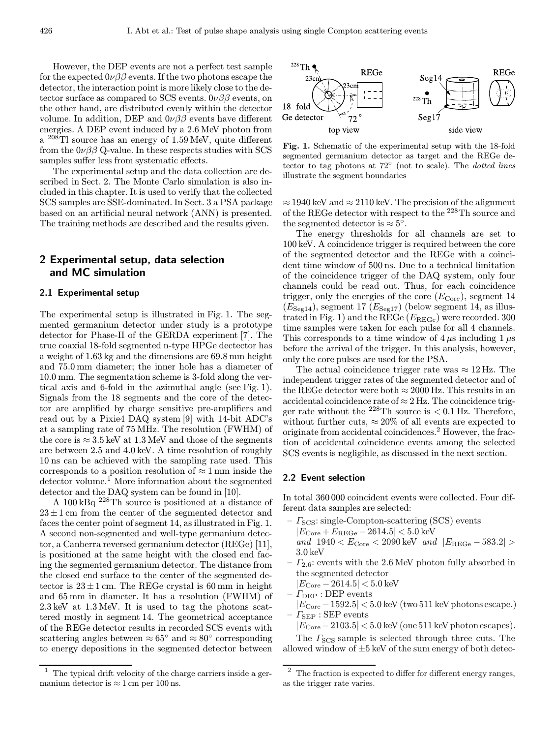However, the DEP events are not a perfect test sample for the expected $0\nu\beta\beta$ events. If the two photons escape the detector, the interaction point is more likely close to the detector surface as compared to SCS events. $0\nu\beta\beta$ events, on the other hand, are distributed evenly within the detector volume. In addition, DEP and $0\nu\beta\beta$ events have different energies. A DEP event induced by a 2.6 MeV photon from a $^{208}$Tl source has an energy of 1.59 MeV, quite different from the $0\nu\beta\beta$ Q-value. In these respects studies with SCS samples suffer less from systematic effects.

The experimental setup and the data collection are described in Sect. 2. The Monte Carlo simulation is also included in this chapter. It is used to verify that the collected SCS samples are SSE-dominated. In Sect. 3 a PSA package based on an artificial neural network (ANN) is presented. The training methods are described and the results given.

## 2 Experimental setup, data selection and MC simulation

### 2.1 Experimental setup

The experimental setup is illustrated in Fig. 1. The segmented germanium detector under study is a prototype detector for Phase-II of the GERDA experiment [7]. The true coaxial 18-fold segmented n-type HPGe dectector has a weight of 1.63 kg and the dimensions are 69.8 mm height and 75.0 mm diameter; the inner hole has a diameter of 10.0 mm. The segmentation scheme is 3-fold along the vertical axis and 6-fold in the azimuthal angle (see Fig. 1). Signals from the 18 segments and the core of the detector are amplified by charge sensitive pre-amplifiers and read out by a Pixie4 DAQ system [9] with 14-bit ADC's at a sampling rate of 75 MHz. The resolution (FWHM) of the core is $\approx 3.5$ keV at 1.3 MeV and those of the segments are between 2.5 and 4.0 keV. A time resolution of roughly 10 ns can be achieved with the sampling rate used. This corresponds to a position resolution of $\approx 1$ mm inside the detector volume.[1] More information about the segmented detector and the DAQ system can be found in [10].

A 100 kBq $^{228}$Th source is positioned at a distance of $23 \pm 1$ cm from the center of the segmented detector and faces the center point of segment 14, as illustrated in Fig. 1. A second non-segmented and well-type germanium detector, a Canberra reversed germanium detector (REGe) [11], is positioned at the same height with the closed end facing the segmented germanium detector. The distance from the closed end surface to the center of the segmented detector is $23 \pm 1$ cm. The REGe crystal is 60 mm in height and 65 mm in diameter. It has a resolution (FWHM) of 2.3 keV at 1.3 MeV. It is used to tag the photons scattered mostly in segment 14. The geometrical acceptance of the REGe detector results in recorded SCS events with scattering angles between $\approx 65°$ and $\approx 80°$ corresponding to energy depositions in the segmented detector between $\approx 1940$ keV and $\approx 2110$ keV. The precision of the alignment of the REGe detector with respect to the $^{228}$Th source and the segmented detector is $\approx 5°$.

[1] The typical drift velocity of the charge carriers inside a germanium detector is $\approx 1$ cm per 100 ns.

**Fig. 1.** Schematic of the experimental setup with the 18-fold segmented germanium detector as target and the REGe detector to tag photons at 72° (not to scale). The *dotted lines* illustrate the segment boundaries

The energy thresholds for all channels are set to 100 keV. A coincidence trigger is required between the core of the segmented detector and the REGe with a coincident time window of 500 ns. Due to a technical limitation of the coincidence trigger of the DAQ system, only four channels could be read out. Thus, for each coincidence trigger, only the energies of the core ($E_{\mathrm{Core}}$), segment 14 ($E_{\mathrm{Seg14}}$), segment 17 ($E_{\mathrm{Seg17}}$) (below segment 14, as illustrated in Fig. 1) and the REGe ($E_{\mathrm{REGe}}$) were recorded. 300 time samples were taken for each pulse for all 4 channels. This corresponds to a time window of 4 $\mu$s including 1 $\mu$s before the arrival of the trigger. In this analysis, however, only the core pulses are used for the PSA.

The actual coincidence trigger rate was $\approx 12$ Hz. The independent trigger rates of the segmented detector and of the REGe detector were both $\approx 2000$ Hz. This results in an accidental coincidence rate of $\approx 2$ Hz. The coincidence trigger rate without the $^{228}$Th source is $< 0.1$ Hz. Therefore, without further cuts, $\approx 20\%$ of all events are expected to originate from accidental coincidences.[2] However, the fraction of accidental coincidence events among the selected SCS events is negligible, as discussed in the next section.

### 2.2 Event selection

In total 360 000 coincident events were collected. Four different data samples are selected:

- $\Gamma_{\mathrm{SCS}}$: single-Compton-scattering (SCS) events $|E_{\mathrm{Core}} + E_{\mathrm{REGe}} - 2614.5| < 5.0$ keV *and* $1940 < E_{\mathrm{Core}} < 2090$ keV *and* $|E_{\mathrm{REGe}} - 583.2| > 3.0$ keV
- $\Gamma_{2.6}$: events with the 2.6 MeV photon fully absorbed in the segmented detector $|E_{\mathrm{Core}} - 2614.5| < 5.0$ keV
- $\Gamma_{\mathrm{DEP}}$ : DEP events $|E_{\mathrm{Core}} - 1592.5| < 5.0$ keV (two 511 keV photons escape.)
- $\Gamma_{\mathrm{SEP}}$ : SEP events $|E_{\mathrm{Core}} - 2103.5| < 5.0$ keV (one 511 keV photon escapes).

The $\Gamma_{\mathrm{SCS}}$ sample is selected through three cuts. The allowed window of $\pm 5$ keV of the sum energy of both detec-

[2] The fraction is expected to differ for different energy ranges, as the trigger rate varies.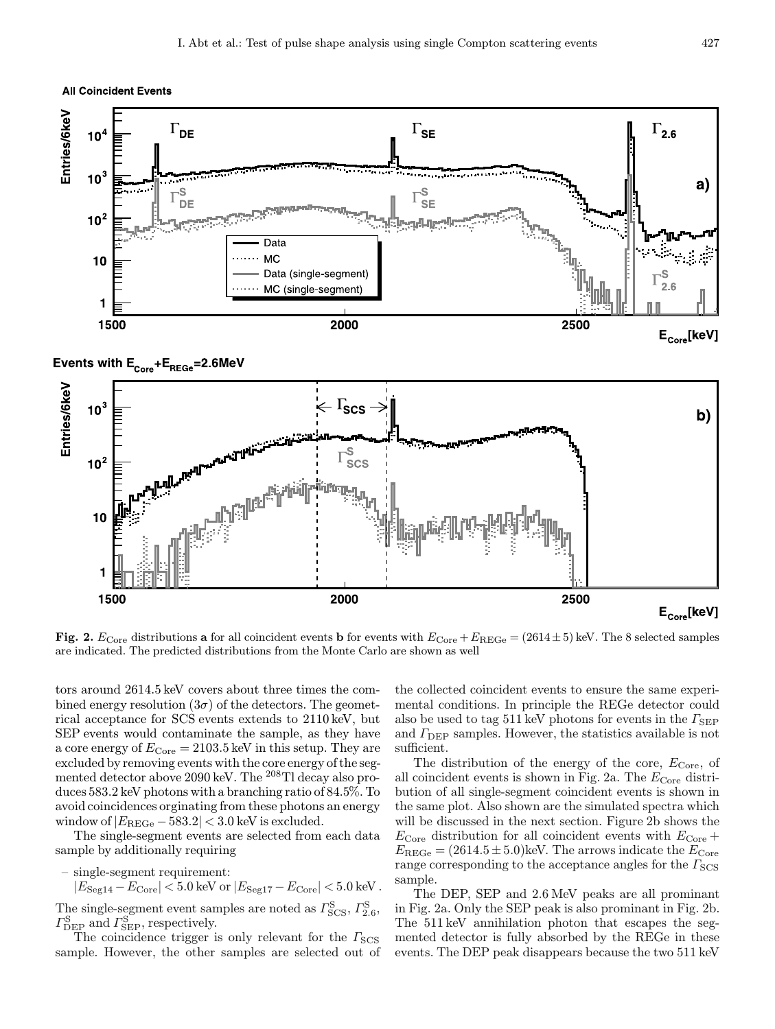**Fig. 2.** $E_{\text{Core}}$ distributions **a** for all coincident events **b** for events with $E_{\text{Core}} + E_{\text{REGe}} = (2614 \pm 5)$ keV. The 8 selected samples are indicated. The predicted distributions from the Monte Carlo are shown as well

tors around 2614.5 keV covers about three times the combined energy resolution ($3\sigma$) of the detectors. The geometrical acceptance for SCS events extends to 2110 keV, but SEP events would contaminate the sample, as they have a core energy of $E_{\text{Core}} = 2103.5$ keV in this setup. They are excluded by removing events with the core energy of the segmented detector above 2090 keV. The $^{208}$Tl decay also produces 583.2 keV photons with a branching ratio of 84.5%. To avoid coincidences orginating from these photons an energy window of $|E_{\text{REGe}} - 583.2| < 3.0$ keV is excluded.

The single-segment events are selected from each data sample by additionally requiring

– single-segment requirement:
$|E_{\text{Seg14}} - E_{\text{Core}}| < 5.0$ keV or $|E_{\text{Seg17}} - E_{\text{Core}}| < 5.0$ keV .

The single-segment event samples are noted as $\Gamma^{\text{S}}_{\text{SCS}}$, $\Gamma^{\text{S}}_{2.6}$, $\Gamma^{\text{S}}_{\text{DEP}}$ and $\Gamma^{\text{S}}_{\text{SEP}}$, respectively.

The coincidence trigger is only relevant for the $\Gamma_{\text{SCS}}$ sample. However, the other samples are selected out of the collected coincident events to ensure the same experimental conditions. In principle the REGe detector could also be used to tag 511 keV photons for events in the $\Gamma_{\text{SEP}}$ and $\Gamma_{\text{DEP}}$ samples. However, the statistics available is not sufficient.

The distribution of the energy of the core, $E_{\text{Core}}$, of all coincident events is shown in Fig. 2a. The $E_{\text{Core}}$ distribution of all single-segment coincident events is shown in the same plot. Also shown are the simulated spectra which will be discussed in the next section. Figure 2b shows the $E_{\text{Core}}$ distribution for all coincident events with $E_{\text{Core}} + E_{\text{REGe}} = (2614.5 \pm 5.0)$keV. The arrows indicate the $E_{\text{Core}}$ range corresponding to the acceptance angles for the $\Gamma_{\text{SCS}}$ sample.

The DEP, SEP and 2.6 MeV peaks are all prominant in Fig. 2a. Only the SEP peak is also prominant in Fig. 2b. The 511 keV annihilation photon that escapes the segmented detector is fully absorbed by the REGe in these events. The DEP peak disappears because the two 511 keV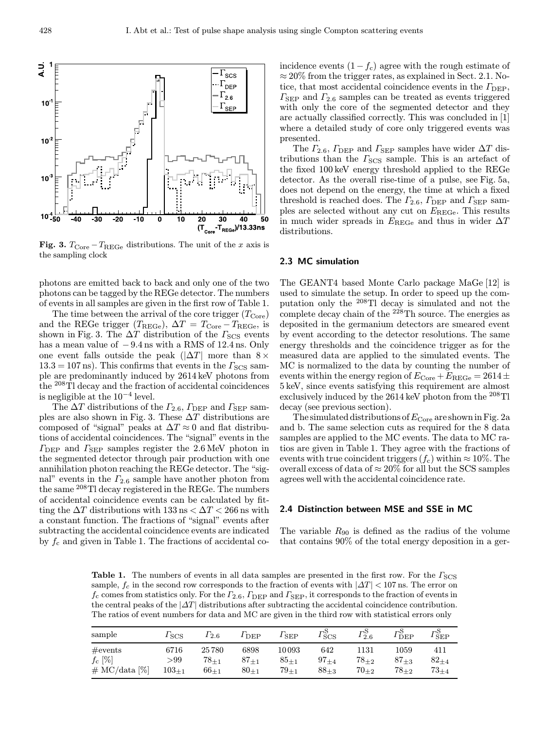**Fig. 3.** $T_{\mathrm{Core}} - T_{\mathrm{REGe}}$ distributions. The unit of the $x$ axis is the sampling clock

photons are emitted back to back and only one of the two photons can be tagged by the REGe detector. The numbers of events in all samples are given in the first row of Table 1.

The time between the arrival of the core trigger ($T_{\mathrm{Core}}$) and the REGe trigger ($T_{\mathrm{REGe}}$), $\Delta T = T_{\mathrm{Core}} - T_{\mathrm{REGe}}$, is shown in Fig. 3. The $\Delta T$ distribution of the $\Gamma_{\mathrm{SCS}}$ events has a mean value of $-9.4$ ns with a RMS of 12.4 ns. Only one event falls outside the peak ($|\Delta T|$ more than $8 \times 13.3 = 107$ ns). This confirms that events in the $\Gamma_{\mathrm{SCS}}$ sample are predominantly induced by 2614 keV photons from the $^{208}$Tl decay and the fraction of accidental coincidences is negligible at the $10^{-4}$ level.

The $\Delta T$ distributions of the $\Gamma_{2.6}$, $\Gamma_{\mathrm{DEP}}$ and $\Gamma_{\mathrm{SEP}}$ samples are also shown in Fig. 3. These $\Delta T$ distributions are composed of "signal" peaks at $\Delta T \approx 0$ and flat distributions of accidental coincidences. The "signal" events in the $\Gamma_{\mathrm{DEP}}$ and $\Gamma_{\mathrm{SEP}}$ samples register the 2.6 MeV photon in the segmented detector through pair production with one annihilation photon reaching the REGe detector. The "signal" events in the $\Gamma_{2.6}$ sample have another photon from the same $^{208}$Tl decay registered in the REGe. The numbers of accidental coincidence events can be calculated by fitting the $\Delta T$ distributions with $133\,\mathrm{ns} < \Delta T < 266\,\mathrm{ns}$ with a constant function. The fractions of "signal" events after subtracting the accidental coincidence events are indicated by $f_c$ and given in Table 1. The fractions of accidental coincidence events $(1 - f_c)$ agree with the rough estimate of $\approx 20\%$ from the trigger rates, as explained in Sect. 2.1. Notice, that most accidental coincidence events in the $\Gamma_{\mathrm{DEP}}$, $\Gamma_{\mathrm{SEP}}$ and $\Gamma_{2.6}$ samples can be treated as events triggered with only the core of the segmented detector and they are actually classified correctly. This was concluded in [1] where a detailed study of core only triggered events was presented.

The $\Gamma_{2.6}$, $\Gamma_{\mathrm{DEP}}$ and $\Gamma_{\mathrm{SEP}}$ samples have wider $\Delta T$ distributions than the $\Gamma_{\mathrm{SCS}}$ sample. This is an artefact of the fixed 100 keV energy threshold applied to the REGe detector. As the overall rise-time of a pulse, see Fig. 5a, does not depend on the energy, the time at which a fixed threshold is reached does. The $\Gamma_{2.6}$, $\Gamma_{\mathrm{DEP}}$ and $\Gamma_{\mathrm{SEP}}$ samples are selected without any cut on $E_{\mathrm{REGe}}$. This results in much wider spreads in $E_{\mathrm{REGe}}$ and thus in wider $\Delta T$ distributions.

### 2.3 MC simulation

The GEANT4 based Monte Carlo package MaGe [12] is used to simulate the setup. In order to speed up the computation only the $^{208}$Tl decay is simulated and not the complete decay chain of the $^{228}$Th source. The energies as deposited in the germanium detectors are smeared event by event according to the detector resolutions. The same energy thresholds and the coincidence trigger as for the measured data are applied to the simulated events. The MC is normalized to the data by counting the number of events within the energy region of $E_{\mathrm{Core}} + E_{\mathrm{REGe}} = 2614 \pm 5$ keV, since events satisfying this requirement are almost exclusively induced by the 2614 keV photon from the $^{208}$Tl decay (see previous section).

The simulated distributions of $E_{\mathrm{Core}}$ are shown in Fig. 2a and b. The same selection cuts as required for the 8 data samples are applied to the MC events. The data to MC ratios are given in Table 1. They agree with the fractions of events with true coincident triggers ($f_c$) within $\approx 10\%$. The overall excess of data of $\approx 20\%$ for all but the SCS samples agrees well with the accidental coincidence rate.

### 2.4 Distinction between MSE and SSE in MC

The variable $R_{90}$ is defined as the radius of the volume that contains 90% of the total energy deposition in a ger-

**Table 1.** The numbers of events in all data samples are presented in the first row. For the $\Gamma_{\mathrm{SCS}}$ sample, $f_c$ in the second row corresponds to the fraction of events with $|\Delta T| < 107$ ns. The error on $f_c$ comes from statistics only. For the $\Gamma_{2.6}$, $\Gamma_{\mathrm{DEP}}$ and $\Gamma_{\mathrm{SEP}}$, it corresponds to the fraction of events in the central peaks of the $|\Delta T|$ distributions after subtracting the accidental coincidence contribution. The ratios of event numbers for data and MC are given in the third row with statistical errors only

| sample | $\Gamma_{\mathrm{SCS}}$ | $\Gamma_{2.6}$ | $\Gamma_{\mathrm{DEP}}$ | $\Gamma_{\mathrm{SEP}}$ | $\Gamma^{\mathrm{S}}_{\mathrm{SCS}}$ | $\Gamma^{\mathrm{S}}_{2.6}$ | $\Gamma^{\mathrm{S}}_{\mathrm{DEP}}$ | $\Gamma^{\mathrm{S}}_{\mathrm{SEP}}$ |
|---|---|---|---|---|---|---|---|---|
| #events | 6716 | 25 780 | 6898 | 10 093 | 642 | 1131 | 1059 | 411 |
| $f_c$ [%] | >99 | $78_{\pm 1}$ | $87_{\pm 1}$ | $85_{\pm 1}$ | $97_{\pm 4}$ | $78_{\pm 2}$ | $87_{\pm 3}$ | $82_{\pm 4}$ |
| # MC/data [%] | $103_{\pm 1}$ | $66_{\pm 1}$ | $80_{\pm 1}$ | $79_{\pm 1}$ | $88_{\pm 3}$ | $70_{\pm 2}$ | $78_{\pm 2}$ | $73_{\pm 4}$ |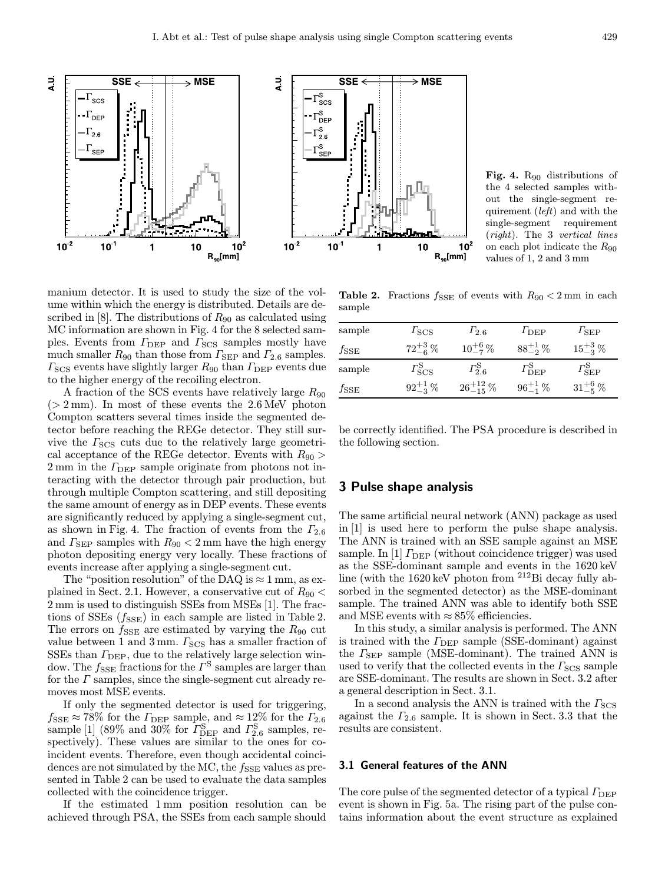**Fig. 4.** $R_{90}$ distributions of the 4 selected samples without the single-segment requirement (*left*) and with the single-segment requirement (*right*). The 3 *vertical lines* on each plot indicate the $R_{90}$ values of 1, 2 and 3 mm

manium detector. It is used to study the size of the volume within which the energy is distributed. Details are described in [8]. The distributions of $R_{90}$ as calculated using MC information are shown in Fig. 4 for the 8 selected samples. Events from $\Gamma_{\mathrm{DEP}}$ and $\Gamma_{\mathrm{SCS}}$ samples mostly have much smaller $R_{90}$ than those from $\Gamma_{\mathrm{SEP}}$ and $\Gamma_{2.6}$ samples. $\Gamma_{\mathrm{SCS}}$ events have slightly larger $R_{90}$ than $\Gamma_{\mathrm{DEP}}$ events due to the higher energy of the recoiling electron.

A fraction of the SCS events have relatively large $R_{90}$ ($> 2$ mm). In most of these events the 2.6 MeV photon Compton scatters several times inside the segmented detector before reaching the REGe detector. They still survive the $\Gamma_{\mathrm{SCS}}$ cuts due to the relatively large geometrical acceptance of the REGe detector. Events with $R_{90} > 2$ mm in the $\Gamma_{\mathrm{DEP}}$ sample originate from photons not interacting with the detector through pair production, but through multiple Compton scattering, and still depositing the same amount of energy as in DEP events. These events are significantly reduced by applying a single-segment cut, as shown in Fig. 4. The fraction of events from the $\Gamma_{2.6}$ and $\Gamma_{\mathrm{SEP}}$ samples with $R_{90} < 2$ mm have the high energy photon depositing energy very locally. These fractions of events increase after applying a single-segment cut.

The "position resolution" of the DAQ is $\approx 1$ mm, as explained in Sect. 2.1. However, a conservative cut of $R_{90} < 2$ mm is used to distinguish SSEs from MSEs [1]. The fractions of SSEs ($f_{\mathrm{SSE}}$) in each sample are listed in Table 2. The errors on $f_{\mathrm{SSE}}$ are estimated by varying the $R_{90}$ cut value between 1 and 3 mm. $\Gamma_{\mathrm{SCS}}$ has a smaller fraction of SSEs than $\Gamma_{\mathrm{DEP}}$, due to the relatively large selection window. The $f_{\mathrm{SSE}}$ fractions for the $\Gamma^{\mathrm{S}}$ samples are larger than for the $\Gamma$ samples, since the single-segment cut already removes most MSE events.

If only the segmented detector is used for triggering, $f_{\mathrm{SSE}} \approx 78\%$ for the $\Gamma_{\mathrm{DEP}}$ sample, and $\approx 12\%$ for the $\Gamma_{2.6}$ sample [1] (89% and 30% for $\Gamma^{\mathrm{S}}_{\mathrm{DEP}}$ and $\Gamma^{\mathrm{S}}_{2.6}$ samples, respectively). These values are similar to the ones for coincident events. Therefore, even though accidental coincidences are not simulated by the MC, the $f_{\mathrm{SSE}}$ values as presented in Table 2 can be used to evaluate the data samples collected with the coincidence trigger.

If the estimated 1 mm position resolution can be achieved through PSA, the SSEs from each sample should be correctly identified. The PSA procedure is described in the following section.

**Table 2.** Fractions $f_{\mathrm{SSE}}$ of events with $R_{90} < 2$ mm in each sample

| sample | $\Gamma_{\mathrm{SCS}}$ | $\Gamma_{2.6}$ | $\Gamma_{\mathrm{DEP}}$ | $\Gamma_{\mathrm{SEP}}$ |
|---|---|---|---|---|
| $f_{\mathrm{SSE}}$ | $72^{+3}_{-6}\,\%$ | $10^{+6}_{-7}\,\%$ | $88^{+1}_{-2}\,\%$ | $15^{+3}_{-3}\,\%$ |
| sample | $\Gamma^{\mathrm{S}}_{\mathrm{SCS}}$ | $\Gamma^{\mathrm{S}}_{2.6}$ | $\Gamma^{\mathrm{S}}_{\mathrm{DEP}}$ | $\Gamma^{\mathrm{S}}_{\mathrm{SEP}}$ |
| $f_{\mathrm{SSE}}$ | $92^{+1}_{-3}\,\%$ | $26^{+12}_{-15}\,\%$ | $96^{+1}_{-1}\,\%$ | $31^{+6}_{-5}\,\%$ |

## 3 Pulse shape analysis

The same artificial neural network (ANN) package as used in [1] is used here to perform the pulse shape analysis. The ANN is trained with an SSE sample against an MSE sample. In [1] $\Gamma_{\mathrm{DEP}}$ (without coincidence trigger) was used as the SSE-dominant sample and events in the 1620 keV line (with the 1620 keV photon from $^{212}$Bi decay fully absorbed in the segmented detector) as the MSE-dominant sample. The trained ANN was able to identify both SSE and MSE events with $\approx 85\%$ efficiencies.

In this study, a similar analysis is performed. The ANN is trained with the $\Gamma_{\mathrm{DEP}}$ sample (SSE-dominant) against the $\Gamma_{\mathrm{SEP}}$ sample (MSE-dominant). The trained ANN is used to verify that the collected events in the $\Gamma_{\mathrm{SCS}}$ sample are SSE-dominant. The results are shown in Sect. 3.2 after a general description in Sect. 3.1.

In a second analysis the ANN is trained with the $\Gamma_{\mathrm{SCS}}$ against the $\Gamma_{2.6}$ sample. It is shown in Sect. 3.3 that the results are consistent.

### 3.1 General features of the ANN

The core pulse of the segmented detector of a typical $\Gamma_{\mathrm{DEP}}$ event is shown in Fig. 5a. The rising part of the pulse contains information about the event structure as explained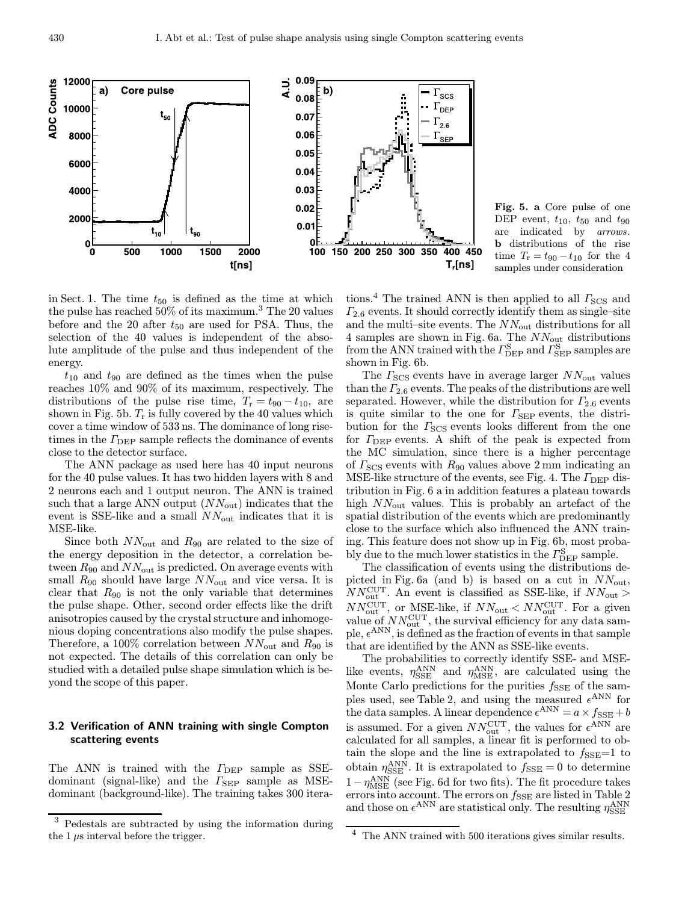**Fig. 5. a** Core pulse of one DEP event, $t_{10}$, $t_{50}$ and $t_{90}$ are indicated by *arrows*. **b** distributions of the rise time $T_\mathrm{r} = t_{90} - t_{10}$ for the 4 samples under consideration

in Sect. 1. The time $t_{50}$ is defined as the time at which the pulse has reached 50% of its maximum.[3] The 20 values before and the 20 after $t_{50}$ are used for PSA. Thus, the selection of the 40 values is independent of the absolute amplitude of the pulse and thus independent of the energy.

$t_{10}$ and $t_{90}$ are defined as the times when the pulse reaches 10% and 90% of its maximum, respectively. The distributions of the pulse rise time, $T_\mathrm{r} = t_{90} - t_{10}$, are shown in Fig. 5b. $T_\mathrm{r}$ is fully covered by the 40 values which cover a time window of 533 ns. The dominance of long rise-times in the $\Gamma_\mathrm{DEP}$ sample reflects the dominance of events close to the detector surface.

The ANN package as used here has 40 input neurons for the 40 pulse values. It has two hidden layers with 8 and 2 neurons each and 1 output neuron. The ANN is trained such that a large ANN output ($NN_\mathrm{out}$) indicates that the event is SSE-like and a small $NN_\mathrm{out}$ indicates that it is MSE-like.

Since both $NN_\mathrm{out}$ and $R_{90}$ are related to the size of the energy deposition in the detector, a correlation between $R_{90}$ and $NN_\mathrm{out}$ is predicted. On average events with small $R_{90}$ should have large $NN_\mathrm{out}$ and vice versa. It is clear that $R_{90}$ is not the only variable that determines the pulse shape. Other, second order effects like the drift anisotropies caused by the crystal structure and inhomogenious doping concentrations also modify the pulse shapes. Therefore, a 100% correlation between $NN_\mathrm{out}$ and $R_{90}$ is not expected. The details of this correlation can only be studied with a detailed pulse shape simulation which is beyond the scope of this paper.

### 3.2 Verification of ANN training with single Compton scattering events

The ANN is trained with the $\Gamma_\mathrm{DEP}$ sample as SSE-dominant (signal-like) and the $\Gamma_\mathrm{SEP}$ sample as MSE-dominant (background-like). The training takes 300 iterations.[4] The trained ANN is then applied to all $\Gamma_\mathrm{SCS}$ and $\Gamma_{2.6}$ events. It should correctly identify them as single–site and the multi–site events. The $NN_\mathrm{out}$ distributions for all 4 samples are shown in Fig. 6a. The $NN_\mathrm{out}$ distributions from the ANN trained with the $\Gamma^\mathrm{S}_\mathrm{DEP}$ and $\Gamma^\mathrm{S}_\mathrm{SEP}$ samples are shown in Fig. 6b.

The $\Gamma_\mathrm{SCS}$ events have in average larger $NN_\mathrm{out}$ values than the $\Gamma_{2.6}$ events. The peaks of the distributions are well separated. However, while the distribution for $\Gamma_{2.6}$ events is quite similar to the one for $\Gamma_\mathrm{SEP}$ events, the distribution for the $\Gamma_\mathrm{SCS}$ events looks different from the one for $\Gamma_\mathrm{DEP}$ events. A shift of the peak is expected from the MC simulation, since there is a higher percentage of $\Gamma_\mathrm{SCS}$ events with $R_{90}$ values above 2 mm indicating an MSE-like structure of the events, see Fig. 4. The $\Gamma_\mathrm{DEP}$ distribution in Fig. 6 a in addition features a plateau towards high $NN_\mathrm{out}$ values. This is probably an artefact of the spatial distribution of the events which are predominantly close to the surface which also influenced the ANN training. This feature does not show up in Fig. 6b, most probably due to the much lower statistics in the $\Gamma^\mathrm{S}_\mathrm{DEP}$ sample.

The classification of events using the distributions depicted in Fig. 6a (and b) is based on a cut in $NN_\mathrm{out}$, $NN^\mathrm{CUT}_\mathrm{out}$. An event is classified as SSE-like, if $NN_\mathrm{out} > NN^\mathrm{CUT}_\mathrm{out}$, or MSE-like, if $NN_\mathrm{out} < NN^\mathrm{CUT}_\mathrm{out}$. For a given value of $NN^\mathrm{CUT}_\mathrm{out}$, the survival efficiency for any data sample, $\epsilon^\mathrm{ANN}$, is defined as the fraction of events in that sample that are identified by the ANN as SSE-like events.

The probabilities to correctly identify SSE- and MSE-like events, $\eta^\mathrm{ANN}_\mathrm{SSE}$ and $\eta^\mathrm{ANN}_\mathrm{MSE}$, are calculated using the Monte Carlo predictions for the purities $f_\mathrm{SSE}$ of the samples used, see Table 2, and using the measured $\epsilon^\mathrm{ANN}$ for the data samples. A linear dependence $\epsilon^\mathrm{ANN} = a \times f_\mathrm{SSE} + b$ is assumed. For a given $NN^\mathrm{CUT}_\mathrm{out}$, the values for $\epsilon^\mathrm{ANN}$ are calculated for all samples, a linear fit is performed to obtain the slope and the line is extrapolated to $f_\mathrm{SSE}$=1 to obtain $\eta^\mathrm{ANN}_\mathrm{SSE}$. It is extrapolated to $f_\mathrm{SSE} = 0$ to determine $1 - \eta^\mathrm{ANN}_\mathrm{MSE}$ (see Fig. 6d for two fits). The fit procedure takes errors into account. The errors on $f_\mathrm{SSE}$ are listed in Table 2 and those on $\epsilon^\mathrm{ANN}$ are statistical only. The resulting $\eta^\mathrm{ANN}_\mathrm{SSE}$

[3] Pedestals are subtracted by using the information during the 1 $\mu$s interval before the trigger.

[4] The ANN trained with 500 iterations gives similar results.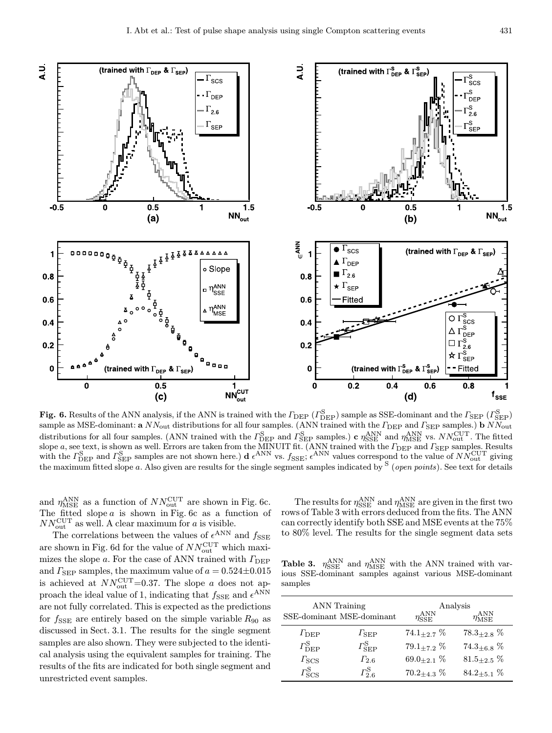**Fig. 6.** Results of the ANN analysis, if the ANN is trained with the $\Gamma_{\mathrm{DEP}}$ ($\Gamma^{\mathrm{S}}_{\mathrm{DEP}}$) sample as SSE-dominant and the $\Gamma_{\mathrm{SEP}}$ ($\Gamma^{\mathrm{S}}_{\mathrm{SEP}}$) sample as MSE-dominant: **a** $NN_{\mathrm{out}}$ distributions for all four samples. (ANN trained with the $\Gamma_{\mathrm{DEP}}$ and $\Gamma_{\mathrm{SEP}}$ samples.) **b** $NN_{\mathrm{out}}$ distributions for all four samples. (ANN trained with the $\Gamma^{\mathrm{S}}_{\mathrm{DEP}}$ and $\Gamma^{\mathrm{S}}_{\mathrm{SEP}}$ samples.) **c** $\eta^{\mathrm{ANN}}_{\mathrm{SSE}}$ and $\eta^{\mathrm{ANN}}_{\mathrm{MSE}}$ vs. $NN^{\mathrm{CUT}}_{\mathrm{out}}$. The fitted slope $a$, see text, is shown as well. Errors are taken from the MINUIT fit. (ANN trained with the $\Gamma_{\mathrm{DEP}}$ and $\Gamma_{\mathrm{SEP}}$ samples. Results with the $\Gamma^{\mathrm{S}}_{\mathrm{DEP}}$ and $\Gamma^{\mathrm{S}}_{\mathrm{SEP}}$ samples are not shown here.) **d** $\epsilon^{\mathrm{ANN}}$ vs. $f_{\mathrm{SSE}}$; $\epsilon^{\mathrm{ANN}}$ values correspond to the value of $NN^{\mathrm{CUT}}_{\mathrm{out}}$ giving the maximum fitted slope $a$. Also given are results for the single segment samples indicated by $^{\mathrm{S}}$ (*open points*). See text for details

and $\eta^{\mathrm{ANN}}_{\mathrm{MSE}}$ as a function of $NN^{\mathrm{CUT}}_{\mathrm{out}}$ are shown in Fig. 6c. The fitted slope $a$ is shown in Fig. 6c as a function of $NN^{\mathrm{CUT}}_{\mathrm{out}}$ as well. A clear maximum for $a$ is visible.

The correlations between the values of $\epsilon^{\mathrm{ANN}}$ and $f_{\mathrm{SSE}}$ are shown in Fig. 6d for the value of $NN^{\mathrm{CUT}}_{\mathrm{out}}$ which maximizes the slope $a$. For the case of ANN trained with $\Gamma_{\mathrm{DEP}}$ and $\Gamma_{\mathrm{SEP}}$ samples, the maximum value of $a = 0.524 \pm 0.015$ is achieved at $NN^{\mathrm{CUT}}_{\mathrm{out}}$=0.37. The slope $a$ does not approach the ideal value of 1, indicating that $f_{\mathrm{SSE}}$ and $\epsilon^{\mathrm{ANN}}$ are not fully correlated. This is expected as the predictions for $f_{\mathrm{SSE}}$ are entirely based on the simple variable $R_{90}$ as discussed in Sect. 3.1. The results for the single segment samples are also shown. They were subjected to the identical analysis using the equivalent samples for training. The results of the fits are indicated for both single segment and unrestricted event samples.

The results for $\eta^{\mathrm{ANN}}_{\mathrm{SSE}}$ and $\eta^{\mathrm{ANN}}_{\mathrm{MSE}}$ are given in the first two rows of Table 3 with errors deduced from the fits. The ANN can correctly identify both SSE and MSE events at the 75% to 80% level. The results for the single segment data sets

**Table 3.** $\eta^{\mathrm{ANN}}_{\mathrm{SSE}}$ and $\eta^{\mathrm{ANN}}_{\mathrm{MSE}}$ with the ANN trained with various SSE-dominant samples against various MSE-dominant samples

| ANN Training | | Analysis | |
|---|---|---|---|
| SSE-dominant | MSE-dominant | $\eta^{\mathrm{ANN}}_{\mathrm{SSE}}$ | $\eta^{\mathrm{ANN}}_{\mathrm{MSE}}$ |
| $\Gamma_{\mathrm{DEP}}$ | $\Gamma_{\mathrm{SEP}}$ | $74.1_{\pm 2.7}$ % | $78.3_{\pm 2.8}$ % |
| $\Gamma^{\mathrm{S}}_{\mathrm{DEP}}$ | $\Gamma^{\mathrm{S}}_{\mathrm{SEP}}$ | $79.1_{\pm 7.2}$ % | $74.3_{\pm 6.8}$ % |
| $\Gamma_{\mathrm{SCS}}$ | $\Gamma_{2.6}$ | $69.0_{\pm 2.1}$ % | $81.5_{\pm 2.5}$ % |
| $\Gamma^{\mathrm{S}}_{\mathrm{SCS}}$ | $\Gamma^{\mathrm{S}}_{2.6}$ | $70.2_{\pm 4.3}$ % | $84.2_{\pm 5.1}$ % |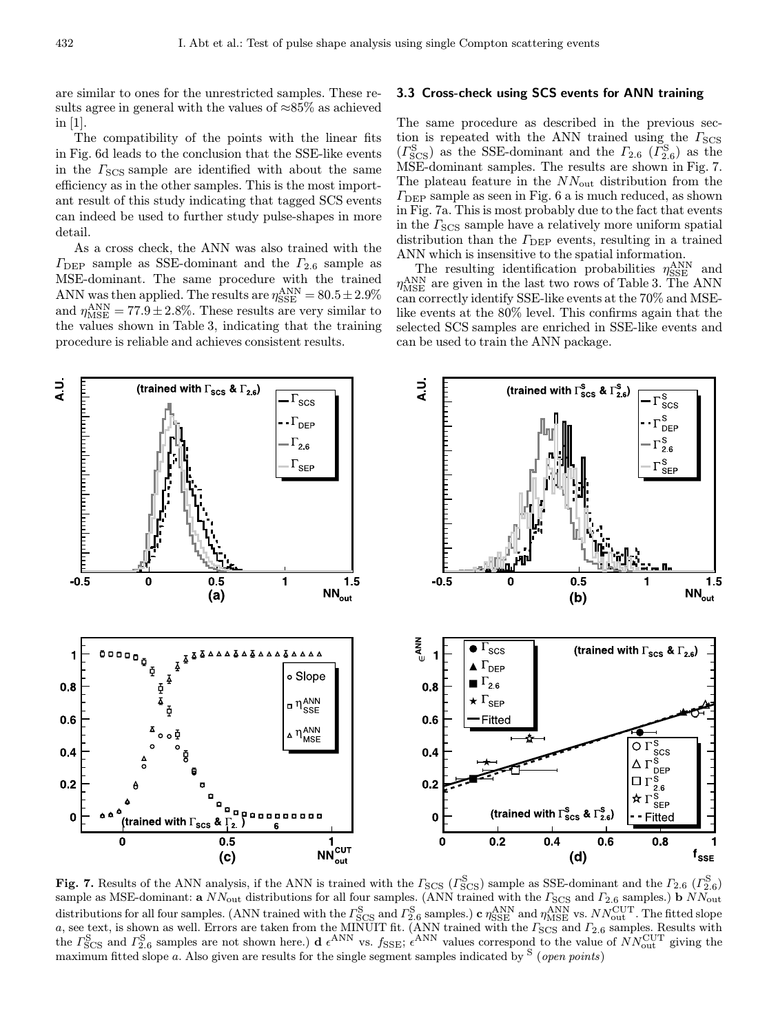are similar to ones for the unrestricted samples. These results agree in general with the values of ≈85% as achieved in [1].

The compatibility of the points with the linear fits in Fig. 6d leads to the conclusion that the SSE-like events in the $\Gamma_{\rm SCS}$ sample are identified with about the same efficiency as in the other samples. This is the most important result of this study indicating that tagged SCS events can indeed be used to further study pulse-shapes in more detail.

As a cross check, the ANN was also trained with the $\Gamma_{\rm DEP}$ sample as SSE-dominant and the $\Gamma_{2.6}$ sample as MSE-dominant. The same procedure with the trained ANN was then applied. The results are $\eta_{\rm SSE}^{\rm ANN} = 80.5 \pm 2.9\%$ and $\eta_{\rm MSE}^{\rm ANN} = 77.9 \pm 2.8\%$. These results are very similar to the values shown in Table 3, indicating that the training procedure is reliable and achieves consistent results.

### 3.3 Cross-check using SCS events for ANN training

The same procedure as described in the previous section is repeated with the ANN trained using the $\Gamma_{\rm SCS}$ ($\Gamma_{\rm SCS}^{\rm S}$) as the SSE-dominant and the $\Gamma_{2.6}$ ($\Gamma_{2.6}^{\rm S}$) as the MSE-dominant samples. The results are shown in Fig. 7. The plateau feature in the $NN_{\rm out}$ distribution from the $\Gamma_{\rm DEP}$ sample as seen in Fig. 6 a is much reduced, as shown in Fig. 7a. This is most probably due to the fact that events in the $\Gamma_{\rm SCS}$ sample have a relatively more uniform spatial distribution than the $\Gamma_{\rm DEP}$ events, resulting in a trained ANN which is insensitive to the spatial information.

The resulting identification probabilities $\eta_{\rm SSE}^{\rm ANN}$ and $\eta_{\rm MSE}^{\rm ANN}$ are given in the last two rows of Table 3. The ANN can correctly identify SSE-like events at the 70% and MSE-like events at the 80% level. This confirms again that the selected SCS samples are enriched in SSE-like events and can be used to train the ANN package.

**Fig. 7.** Results of the ANN analysis, if the ANN is trained with the $\Gamma_{\rm SCS}$ ($\Gamma_{\rm SCS}^{\rm S}$) sample as SSE-dominant and the $\Gamma_{2.6}$ ($\Gamma_{2.6}^{\rm S}$) sample as MSE-dominant: **a** $NN_{\rm out}$ distributions for all four samples. (ANN trained with the $\Gamma_{\rm SCS}$ and $\Gamma_{2.6}$ samples.) **b** $NN_{\rm out}$ distributions for all four samples. (ANN trained with the $\Gamma_{\rm SCS}^{\rm S}$ and $\Gamma_{2.6}^{\rm S}$ samples.) **c** $\eta_{\rm SSE}^{\rm ANN}$ and $\eta_{\rm MSE}^{\rm ANN}$ vs. $NN_{\rm out}^{\rm CUT}$. The fitted slope $a$, see text, is shown as well. Errors are taken from the MINUIT fit. (ANN trained with the $\Gamma_{\rm SCS}$ and $\Gamma_{2.6}$ samples. Results with the $\Gamma_{\rm SCS}^{\rm S}$ and $\Gamma_{2.6}^{\rm S}$ samples are not shown here.) **d** $\epsilon^{\rm ANN}$ vs. $f_{\rm SSE}$; $\epsilon^{\rm ANN}$ values correspond to the value of $NN_{\rm out}^{\rm CUT}$ giving the maximum fitted slope $a$. Also given are results for the single segment samples indicated by $^{\rm S}$ (*open points*)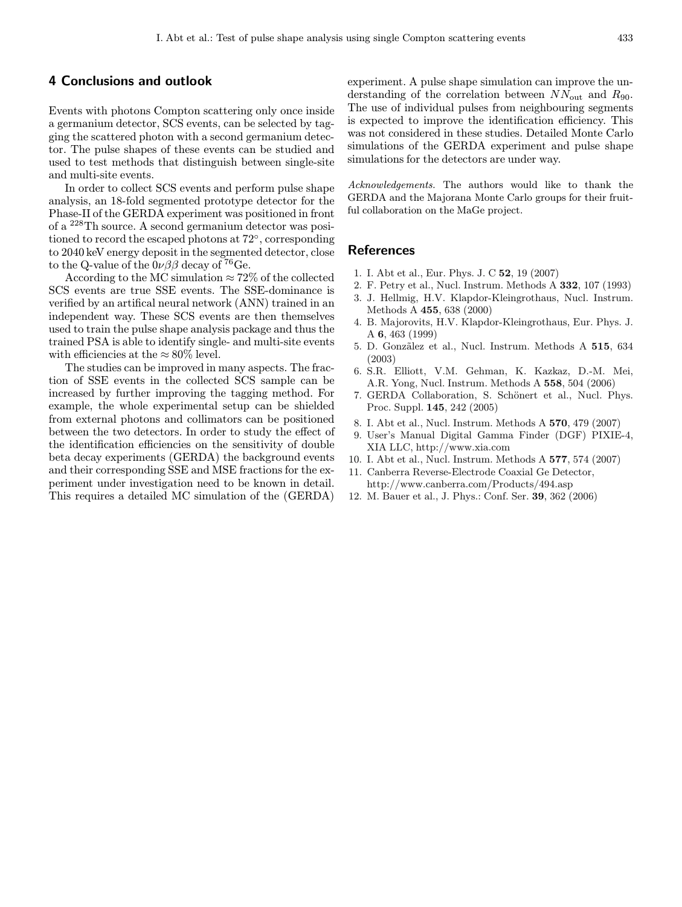## 4 Conclusions and outlook

Events with photons Compton scattering only once inside a germanium detector, SCS events, can be selected by tagging the scattered photon with a second germanium detector. The pulse shapes of these events can be studied and used to test methods that distinguish between single-site and multi-site events.

In order to collect SCS events and perform pulse shape analysis, an 18-fold segmented prototype detector for the Phase-II of the GERDA experiment was positioned in front of a $^{228}$Th source. A second germanium detector was positioned to record the escaped photons at 72°, corresponding to 2040 keV energy deposit in the segmented detector, close to the Q-value of the $0\nu\beta\beta$ decay of $^{76}$Ge.

According to the MC simulation $\approx 72\%$ of the collected SCS events are true SSE events. The SSE-dominance is verified by an artifical neural network (ANN) trained in an independent way. These SCS events are then themselves used to train the pulse shape analysis package and thus the trained PSA is able to identify single- and multi-site events with efficiencies at the $\approx 80\%$ level.

The studies can be improved in many aspects. The fraction of SSE events in the collected SCS sample can be increased by further improving the tagging method. For example, the whole experimental setup can be shielded from external photons and collimators can be positioned between the two detectors. In order to study the effect of the identification efficiencies on the sensitivity of double beta decay experiments (GERDA) the background events and their corresponding SSE and MSE fractions for the experiment under investigation need to be known in detail. This requires a detailed MC simulation of the (GERDA) experiment. A pulse shape simulation can improve the understanding of the correlation between $NN_{\text{out}}$ and $R_{90}$. The use of individual pulses from neighbouring segments is expected to improve the identification efficiency. This was not considered in these studies. Detailed Monte Carlo simulations of the GERDA experiment and pulse shape simulations for the detectors are under way.

*Acknowledgements.* The authors would like to thank the GERDA and the Majorana Monte Carlo groups for their fruitful collaboration on the MaGe project.

## References

1. I. Abt et al., Eur. Phys. J. C **52**, 19 (2007)
2. F. Petry et al., Nucl. Instrum. Methods A **332**, 107 (1993)
3. J. Hellmig, H.V. Klapdor-Kleingrothaus, Nucl. Instrum. Methods A **455**, 638 (2000)
4. B. Majorovits, H.V. Klapdor-Kleingrothaus, Eur. Phys. J. A **6**, 463 (1999)
5. D. Gonzãlez et al., Nucl. Instrum. Methods A **515**, 634 (2003)
6. S.R. Elliott, V.M. Gehman, K. Kazkaz, D.-M. Mei, A.R. Yong, Nucl. Instrum. Methods A **558**, 504 (2006)
7. GERDA Collaboration, S. Schönert et al., Nucl. Phys. Proc. Suppl. **145**, 242 (2005)
8. I. Abt et al., Nucl. Instrum. Methods A **570**, 479 (2007)
9. User's Manual Digital Gamma Finder (DGF) PIXIE-4, XIA LLC, http://www.xia.com
10. I. Abt et al., Nucl. Instrum. Methods A **577**, 574 (2007)
11. Canberra Reverse-Electrode Coaxial Ge Detector, http://www.canberra.com/Products/494.asp
12. M. Bauer et al., J. Phys.: Conf. Ser. **39**, 362 (2006)